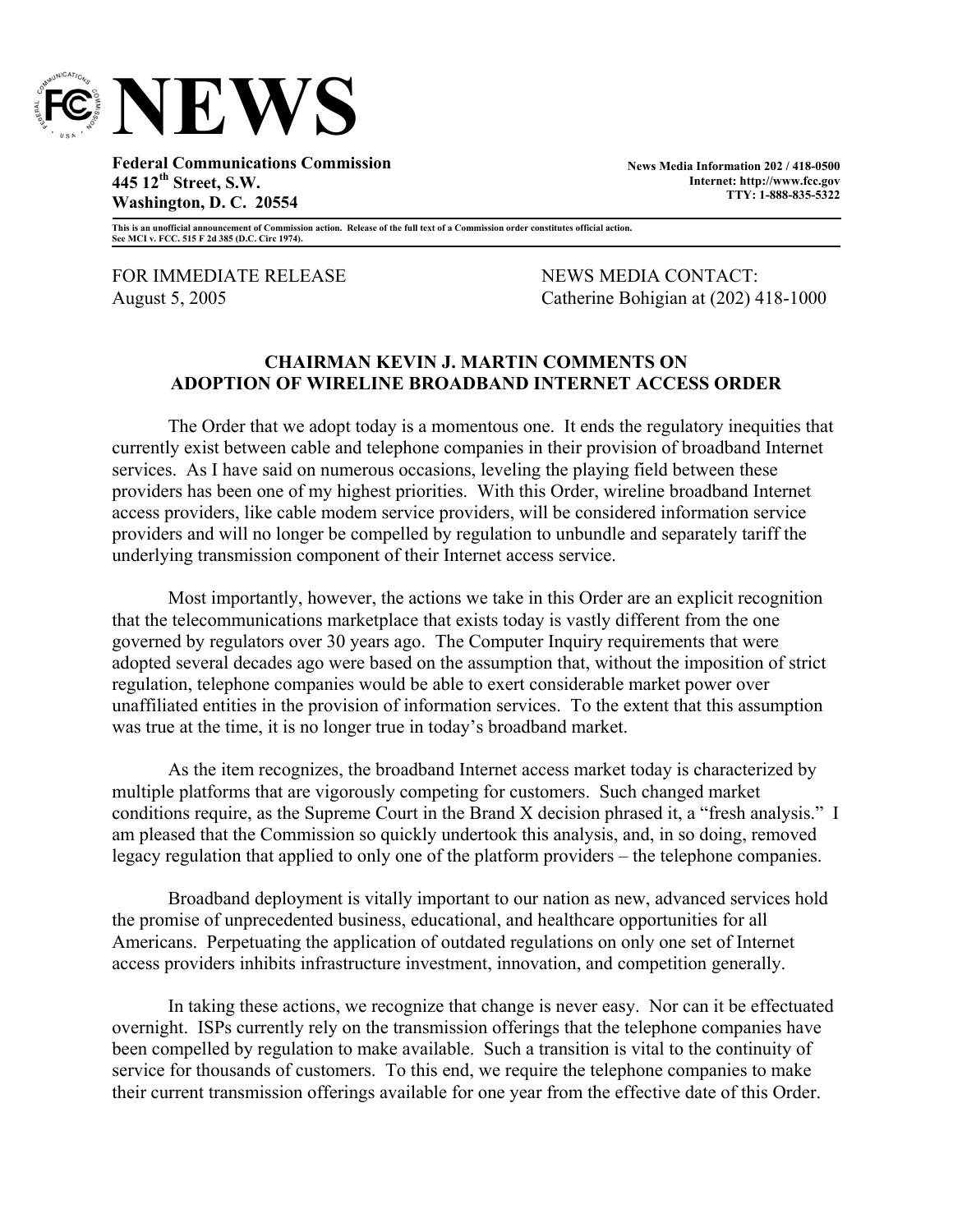# NEWS

**Federal Communications Commission**
**445 12th Street, S.W.**
**Washington, D. C. 20554**

**News Media Information 202 / 418-0500**
**Internet: http://www.fcc.gov**
**TTY: 1-888-835-5322**

**This is an unofficial announcement of Commission action. Release of the full text of a Commission order constitutes official action. See MCI v. FCC. 515 F 2d 385 (D.C. Circ 1974).**

FOR IMMEDIATE RELEASE
August 5, 2005

NEWS MEDIA CONTACT:
Catherine Bohigian at (202) 418-1000

## CHAIRMAN KEVIN J. MARTIN COMMENTS ON ADOPTION OF WIRELINE BROADBAND INTERNET ACCESS ORDER

The Order that we adopt today is a momentous one. It ends the regulatory inequities that currently exist between cable and telephone companies in their provision of broadband Internet services. As I have said on numerous occasions, leveling the playing field between these providers has been one of my highest priorities. With this Order, wireline broadband Internet access providers, like cable modem service providers, will be considered information service providers and will no longer be compelled by regulation to unbundle and separately tariff the underlying transmission component of their Internet access service.

Most importantly, however, the actions we take in this Order are an explicit recognition that the telecommunications marketplace that exists today is vastly different from the one governed by regulators over 30 years ago. The Computer Inquiry requirements that were adopted several decades ago were based on the assumption that, without the imposition of strict regulation, telephone companies would be able to exert considerable market power over unaffiliated entities in the provision of information services. To the extent that this assumption was true at the time, it is no longer true in today's broadband market.

As the item recognizes, the broadband Internet access market today is characterized by multiple platforms that are vigorously competing for customers. Such changed market conditions require, as the Supreme Court in the Brand X decision phrased it, a "fresh analysis." I am pleased that the Commission so quickly undertook this analysis, and, in so doing, removed legacy regulation that applied to only one of the platform providers – the telephone companies.

Broadband deployment is vitally important to our nation as new, advanced services hold the promise of unprecedented business, educational, and healthcare opportunities for all Americans. Perpetuating the application of outdated regulations on only one set of Internet access providers inhibits infrastructure investment, innovation, and competition generally.

In taking these actions, we recognize that change is never easy. Nor can it be effectuated overnight. ISPs currently rely on the transmission offerings that the telephone companies have been compelled by regulation to make available. Such a transition is vital to the continuity of service for thousands of customers. To this end, we require the telephone companies to make their current transmission offerings available for one year from the effective date of this Order.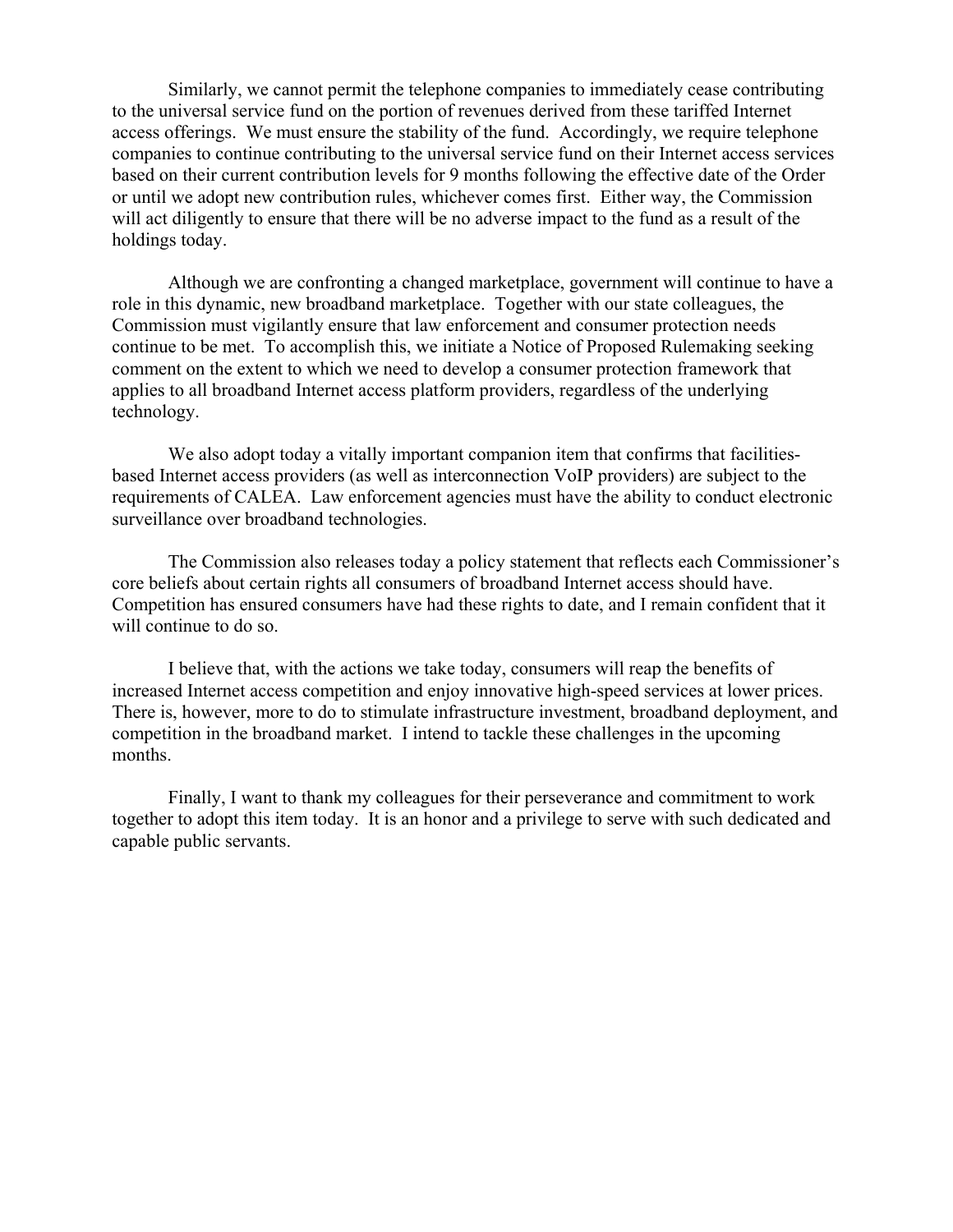Similarly, we cannot permit the telephone companies to immediately cease contributing to the universal service fund on the portion of revenues derived from these tariffed Internet access offerings. We must ensure the stability of the fund. Accordingly, we require telephone companies to continue contributing to the universal service fund on their Internet access services based on their current contribution levels for 9 months following the effective date of the Order or until we adopt new contribution rules, whichever comes first. Either way, the Commission will act diligently to ensure that there will be no adverse impact to the fund as a result of the holdings today.

Although we are confronting a changed marketplace, government will continue to have a role in this dynamic, new broadband marketplace. Together with our state colleagues, the Commission must vigilantly ensure that law enforcement and consumer protection needs continue to be met. To accomplish this, we initiate a Notice of Proposed Rulemaking seeking comment on the extent to which we need to develop a consumer protection framework that applies to all broadband Internet access platform providers, regardless of the underlying technology.

We also adopt today a vitally important companion item that confirms that facilities-based Internet access providers (as well as interconnection VoIP providers) are subject to the requirements of CALEA. Law enforcement agencies must have the ability to conduct electronic surveillance over broadband technologies.

The Commission also releases today a policy statement that reflects each Commissioner's core beliefs about certain rights all consumers of broadband Internet access should have. Competition has ensured consumers have had these rights to date, and I remain confident that it will continue to do so.

I believe that, with the actions we take today, consumers will reap the benefits of increased Internet access competition and enjoy innovative high-speed services at lower prices. There is, however, more to do to stimulate infrastructure investment, broadband deployment, and competition in the broadband market. I intend to tackle these challenges in the upcoming months.

Finally, I want to thank my colleagues for their perseverance and commitment to work together to adopt this item today. It is an honor and a privilege to serve with such dedicated and capable public servants.